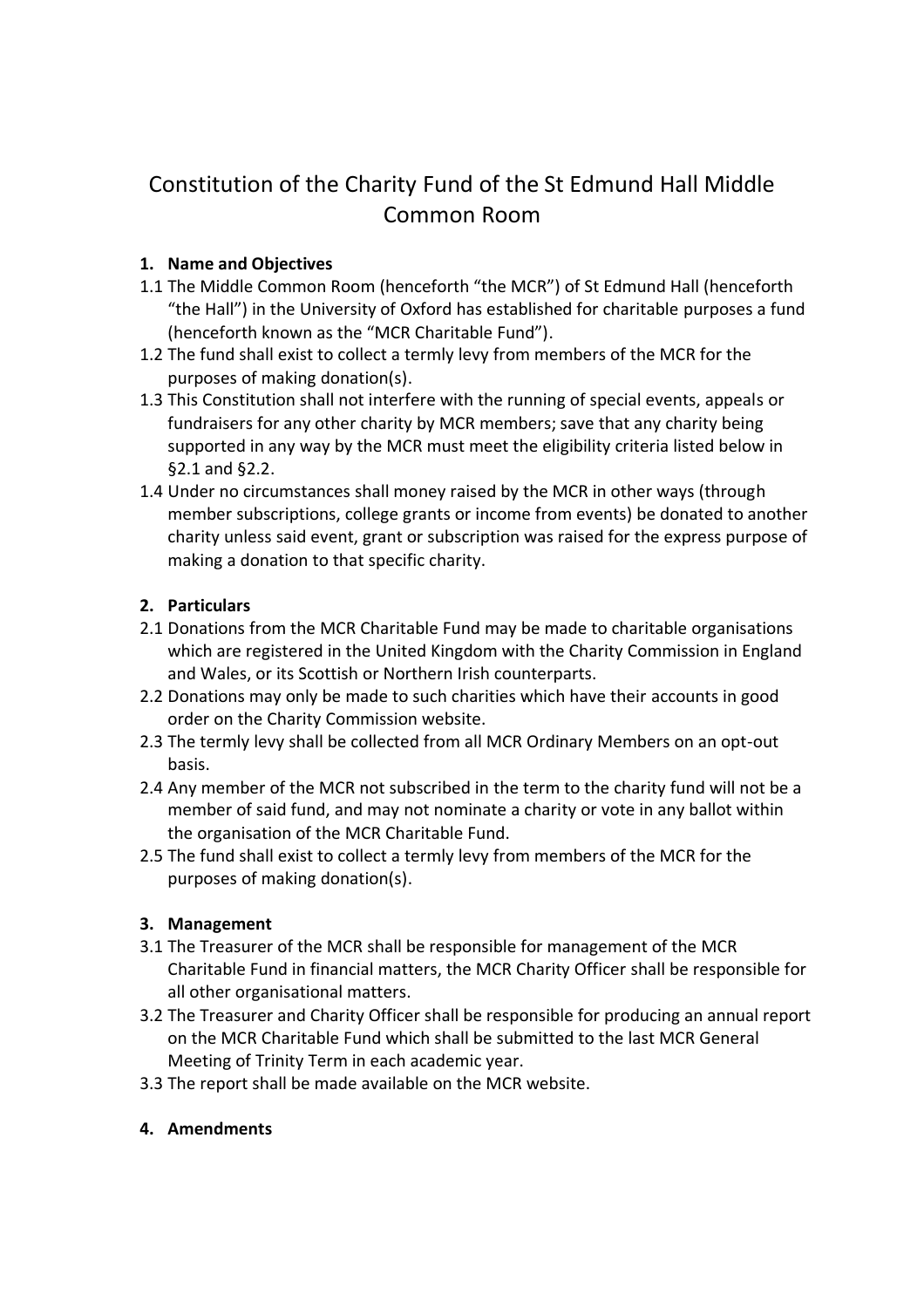# Constitution of the Charity Fund of the St Edmund Hall Middle Common Room

## 1. Name and Objectives

1.1 The Middle Common Room (henceforth "the MCR") of St Edmund Hall (henceforth "the Hall") in the University of Oxford has established for charitable purposes a fund (henceforth known as the "MCR Charitable Fund").

1.2 The fund shall exist to collect a termly levy from members of the MCR for the purposes of making donation(s).

1.3 This Constitution shall not interfere with the running of special events, appeals or fundraisers for any other charity by MCR members; save that any charity being supported in any way by the MCR must meet the eligibility criteria listed below in §2.1 and §2.2.

1.4 Under no circumstances shall money raised by the MCR in other ways (through member subscriptions, college grants or income from events) be donated to another charity unless said event, grant or subscription was raised for the express purpose of making a donation to that specific charity.

## 2. Particulars

2.1 Donations from the MCR Charitable Fund may be made to charitable organisations which are registered in the United Kingdom with the Charity Commission in England and Wales, or its Scottish or Northern Irish counterparts.

2.2 Donations may only be made to such charities which have their accounts in good order on the Charity Commission website.

2.3 The termly levy shall be collected from all MCR Ordinary Members on an opt-out basis.

2.4 Any member of the MCR not subscribed in the term to the charity fund will not be a member of said fund, and may not nominate a charity or vote in any ballot within the organisation of the MCR Charitable Fund.

2.5 The fund shall exist to collect a termly levy from members of the MCR for the purposes of making donation(s).

## 3. Management

3.1 The Treasurer of the MCR shall be responsible for management of the MCR Charitable Fund in financial matters, the MCR Charity Officer shall be responsible for all other organisational matters.

3.2 The Treasurer and Charity Officer shall be responsible for producing an annual report on the MCR Charitable Fund which shall be submitted to the last MCR General Meeting of Trinity Term in each academic year.

3.3 The report shall be made available on the MCR website.

## 4. Amendments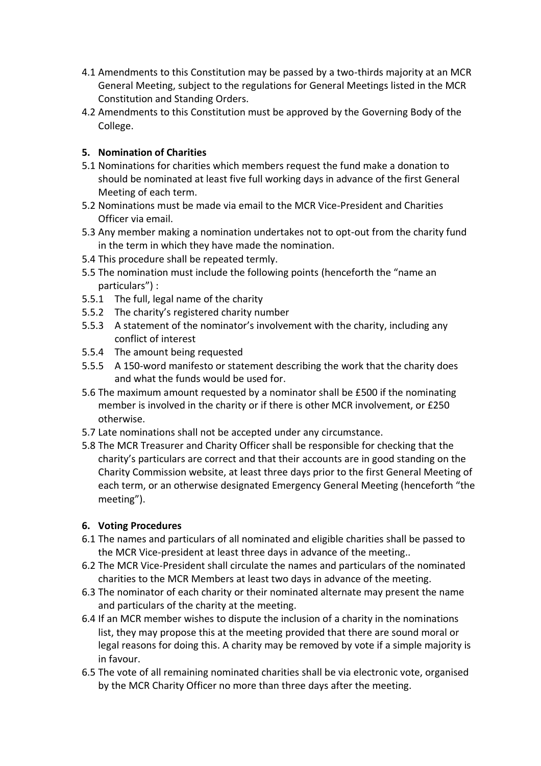4.1 Amendments to this Constitution may be passed by a two-thirds majority at an MCR General Meeting, subject to the regulations for General Meetings listed in the MCR Constitution and Standing Orders.

4.2 Amendments to this Constitution must be approved by the Governing Body of the College.

## 5. Nomination of Charities

5.1 Nominations for charities which members request the fund make a donation to should be nominated at least five full working days in advance of the first General Meeting of each term.

5.2 Nominations must be made via email to the MCR Vice-President and Charities Officer via email.

5.3 Any member making a nomination undertakes not to opt-out from the charity fund in the term in which they have made the nomination.

5.4 This procedure shall be repeated termly.

5.5 The nomination must include the following points (henceforth the "name an particulars") :

5.5.1 The full, legal name of the charity

5.5.2 The charity's registered charity number

5.5.3 A statement of the nominator's involvement with the charity, including any conflict of interest

5.5.4 The amount being requested

5.5.5 A 150-word manifesto or statement describing the work that the charity does and what the funds would be used for.

5.6 The maximum amount requested by a nominator shall be £500 if the nominating member is involved in the charity or if there is other MCR involvement, or £250 otherwise.

5.7 Late nominations shall not be accepted under any circumstance.

5.8 The MCR Treasurer and Charity Officer shall be responsible for checking that the charity's particulars are correct and that their accounts are in good standing on the Charity Commission website, at least three days prior to the first General Meeting of each term, or an otherwise designated Emergency General Meeting (henceforth "the meeting").

## 6. Voting Procedures

6.1 The names and particulars of all nominated and eligible charities shall be passed to the MCR Vice-president at least three days in advance of the meeting..

6.2 The MCR Vice-President shall circulate the names and particulars of the nominated charities to the MCR Members at least two days in advance of the meeting.

6.3 The nominator of each charity or their nominated alternate may present the name and particulars of the charity at the meeting.

6.4 If an MCR member wishes to dispute the inclusion of a charity in the nominations list, they may propose this at the meeting provided that there are sound moral or legal reasons for doing this. A charity may be removed by vote if a simple majority is in favour.

6.5 The vote of all remaining nominated charities shall be via electronic vote, organised by the MCR Charity Officer no more than three days after the meeting.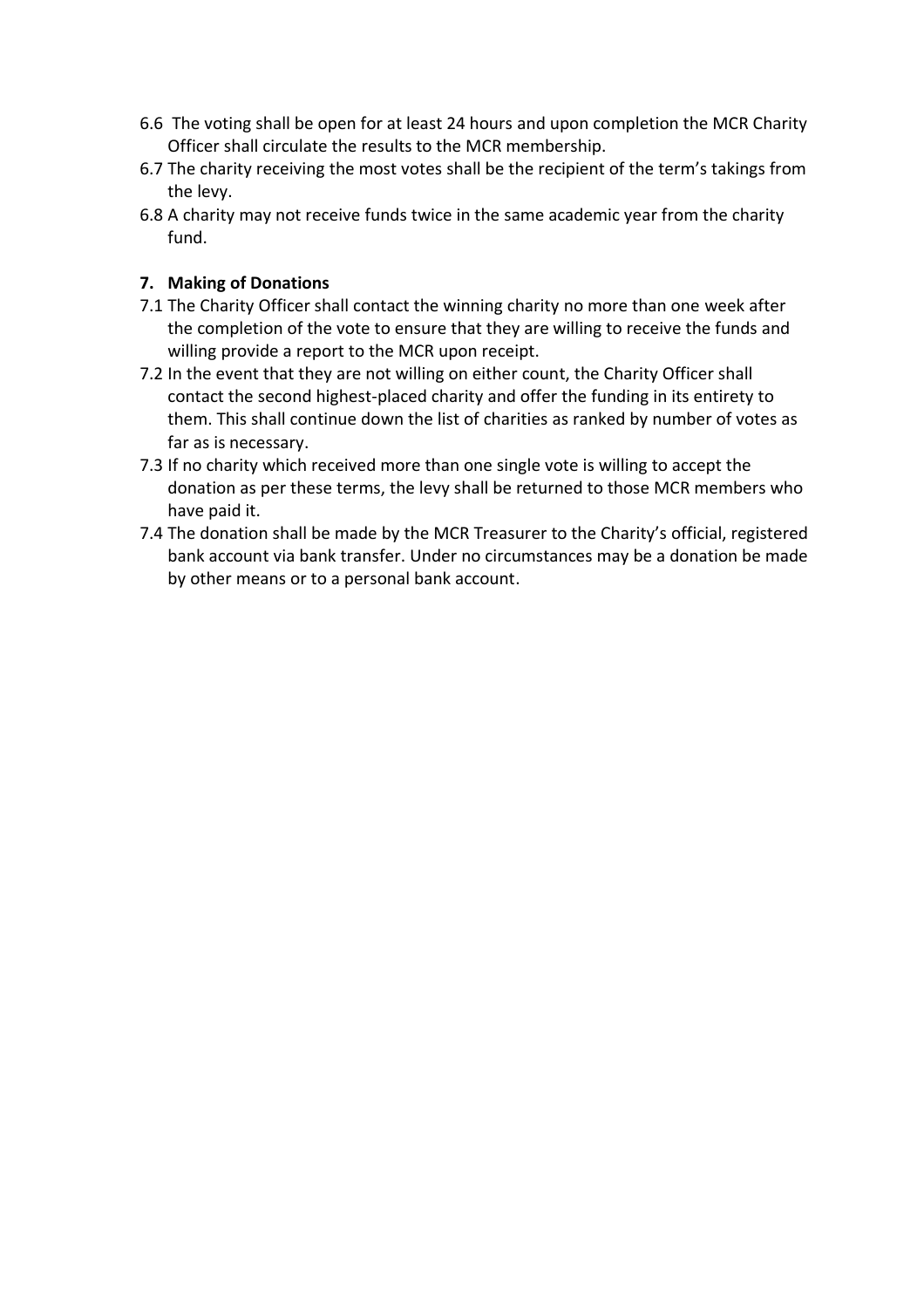6.6 The voting shall be open for at least 24 hours and upon completion the MCR Charity Officer shall circulate the results to the MCR membership.

6.7 The charity receiving the most votes shall be the recipient of the term's takings from the levy.

6.8 A charity may not receive funds twice in the same academic year from the charity fund.

**7. Making of Donations**

7.1 The Charity Officer shall contact the winning charity no more than one week after the completion of the vote to ensure that they are willing to receive the funds and willing provide a report to the MCR upon receipt.

7.2 In the event that they are not willing on either count, the Charity Officer shall contact the second highest-placed charity and offer the funding in its entirety to them. This shall continue down the list of charities as ranked by number of votes as far as is necessary.

7.3 If no charity which received more than one single vote is willing to accept the donation as per these terms, the levy shall be returned to those MCR members who have paid it.

7.4 The donation shall be made by the MCR Treasurer to the Charity's official, registered bank account via bank transfer. Under no circumstances may be a donation be made by other means or to a personal bank account.